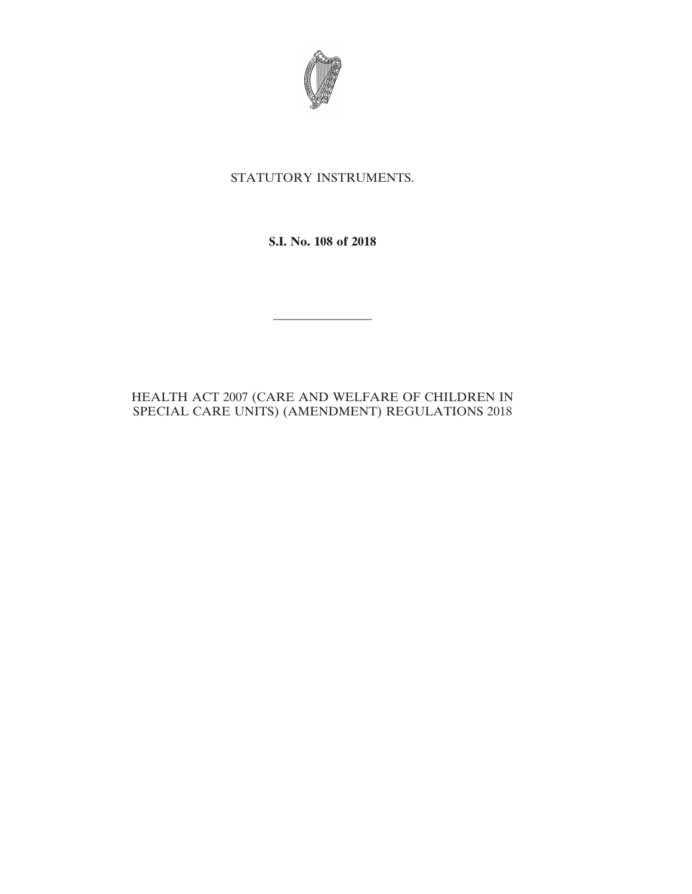STATUTORY INSTRUMENTS.

**S.I. No. 108 of 2018**

---

HEALTH ACT 2007 (CARE AND WELFARE OF CHILDREN IN SPECIAL CARE UNITS) (AMENDMENT) REGULATIONS 2018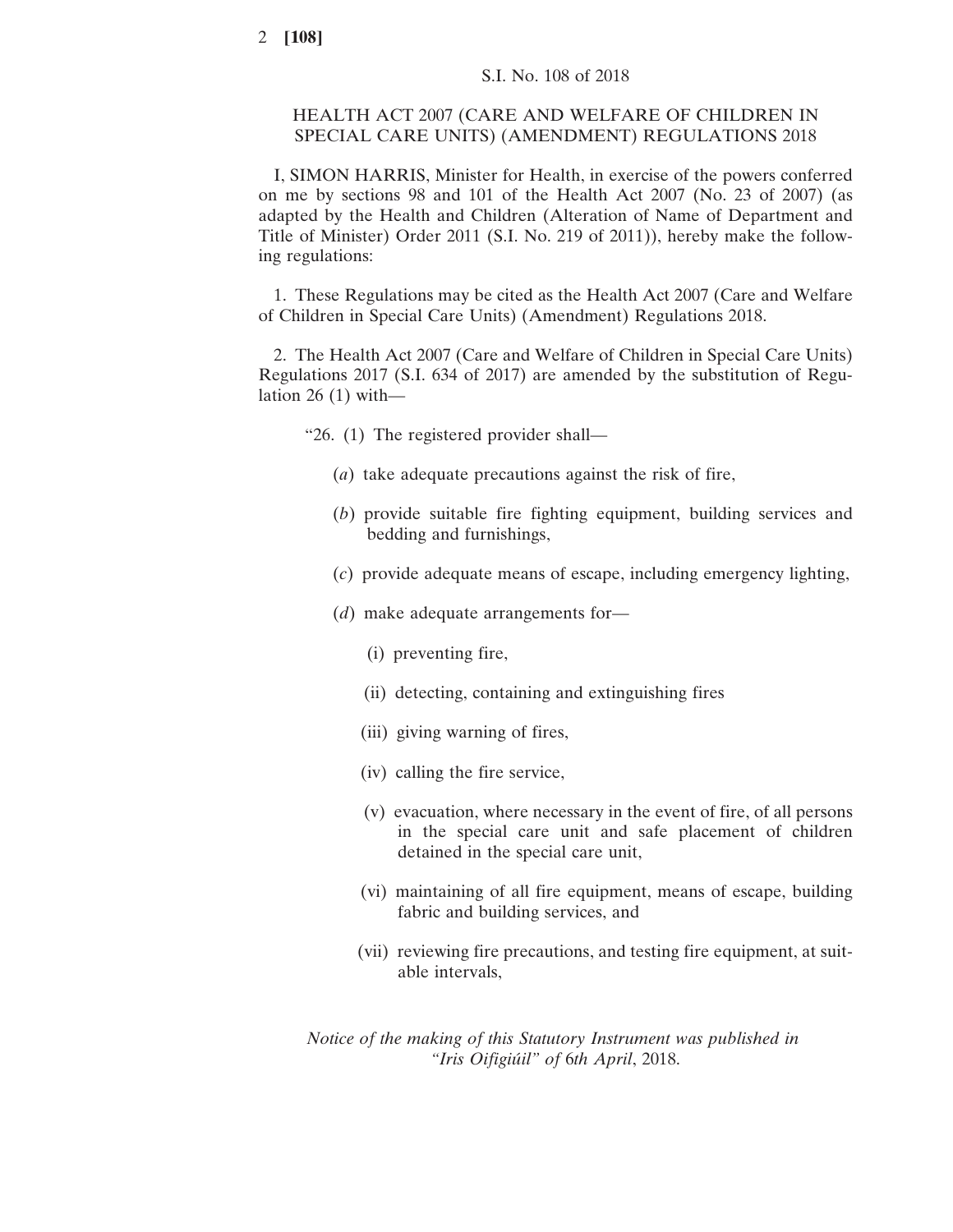S.I. No. 108 of 2018

# HEALTH ACT 2007 (CARE AND WELFARE OF CHILDREN IN SPECIAL CARE UNITS) (AMENDMENT) REGULATIONS 2018

I, SIMON HARRIS, Minister for Health, in exercise of the powers conferred on me by sections 98 and 101 of the Health Act 2007 (No. 23 of 2007) (as adapted by the Health and Children (Alteration of Name of Department and Title of Minister) Order 2011 (S.I. No. 219 of 2011)), hereby make the following regulations:

1. These Regulations may be cited as the Health Act 2007 (Care and Welfare of Children in Special Care Units) (Amendment) Regulations 2018.

2. The Health Act 2007 (Care and Welfare of Children in Special Care Units) Regulations 2017 (S.I. 634 of 2017) are amended by the substitution of Regulation 26 (1) with—

“26. (1) The registered provider shall—

(*a*) take adequate precautions against the risk of fire,

(*b*) provide suitable fire fighting equipment, building services and bedding and furnishings,

(*c*) provide adequate means of escape, including emergency lighting,

(*d*) make adequate arrangements for—

(i) preventing fire,

(ii) detecting, containing and extinguishing fires

(iii) giving warning of fires,

(iv) calling the fire service,

(v) evacuation, where necessary in the event of fire, of all persons in the special care unit and safe placement of children detained in the special care unit,

(vi) maintaining of all fire equipment, means of escape, building fabric and building services, and

(vii) reviewing fire precautions, and testing fire equipment, at suitable intervals,

*Notice of the making of this Statutory Instrument was published in “Iris Oifigiúil” of 6th April, 2018.*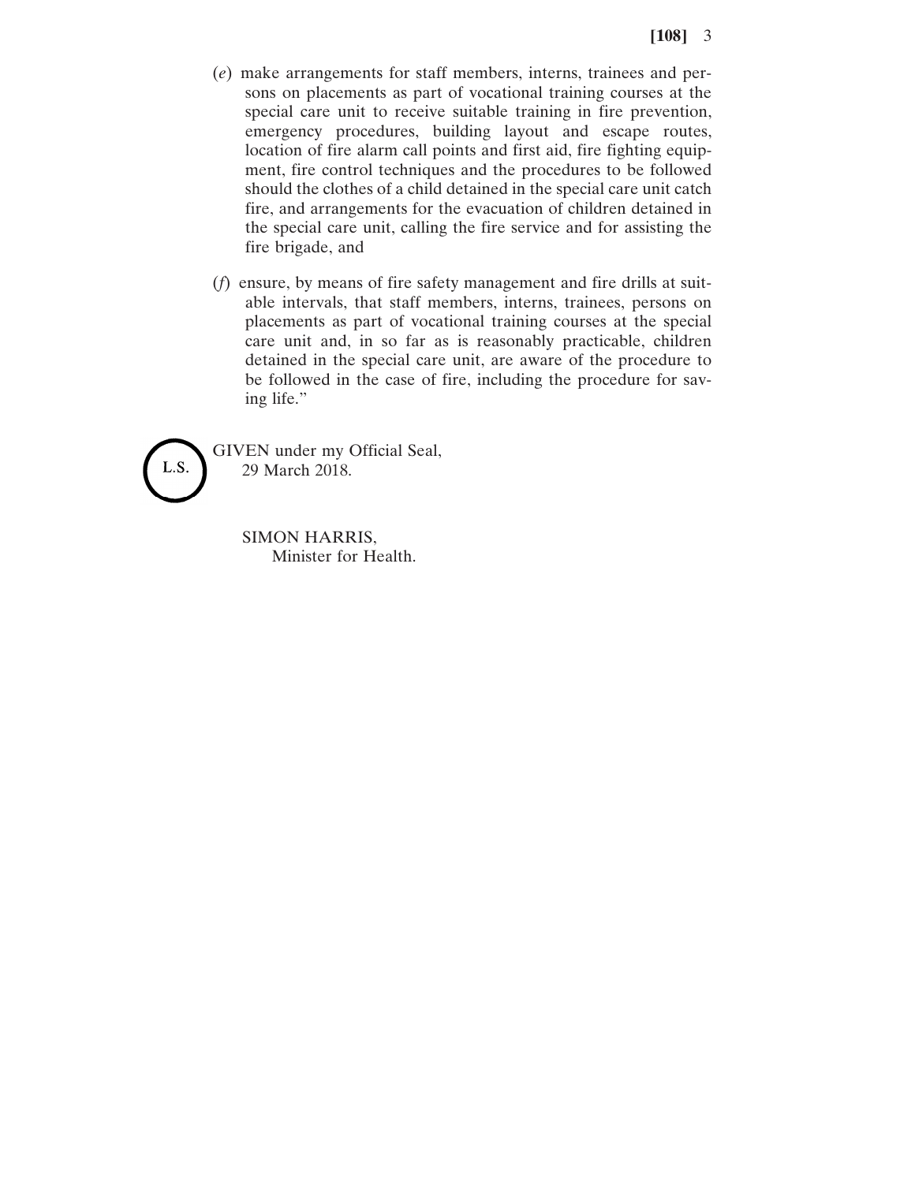(*e*) make arrangements for staff members, interns, trainees and persons on placements as part of vocational training courses at the special care unit to receive suitable training in fire prevention, emergency procedures, building layout and escape routes, location of fire alarm call points and first aid, fire fighting equipment, fire control techniques and the procedures to be followed should the clothes of a child detained in the special care unit catch fire, and arrangements for the evacuation of children detained in the special care unit, calling the fire service and for assisting the fire brigade, and

(*f*) ensure, by means of fire safety management and fire drills at suitable intervals, that staff members, interns, trainees, persons on placements as part of vocational training courses at the special care unit and, in so far as is reasonably practicable, children detained in the special care unit, are aware of the procedure to be followed in the case of fire, including the procedure for saving life."

L.S.

GIVEN under my Official Seal,
29 March 2018.

SIMON HARRIS,
Minister for Health.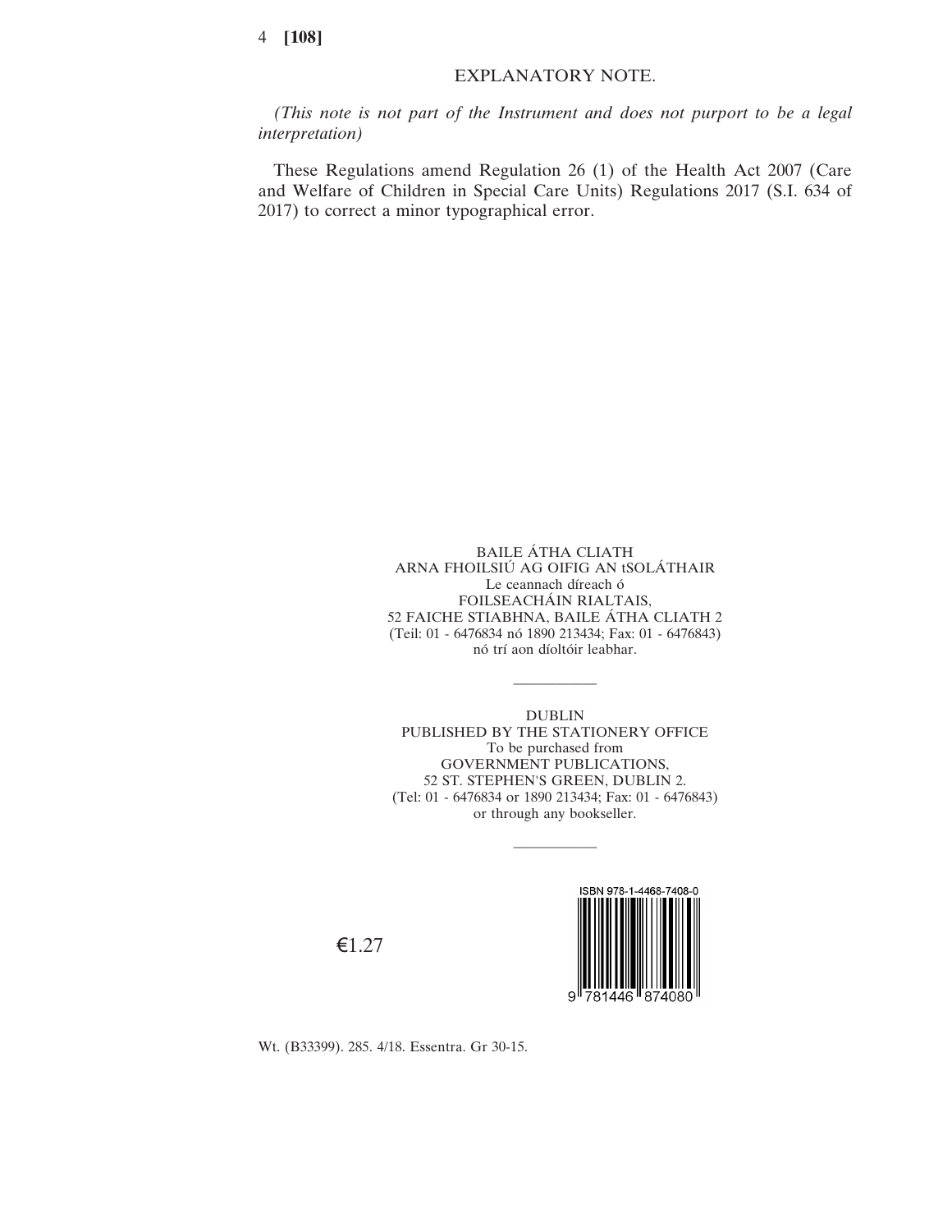## EXPLANATORY NOTE.

*(This note is not part of the Instrument and does not purport to be a legal interpretation)*

These Regulations amend Regulation 26 (1) of the Health Act 2007 (Care and Welfare of Children in Special Care Units) Regulations 2017 (S.I. 634 of 2017) to correct a minor typographical error.

BAILE ÁTHA CLIATH
ARNA FHOILSIÚ AG OIFIG AN tSOLÁTHAIR
Le ceannach díreach ó
FOILSEACHÁIN RIALTAIS,
52 FAICHE STIABHNA, BAILE ÁTHA CLIATH 2
(Teil: 01 - 6476834 nó 1890 213434; Fax: 01 - 6476843)
nó trí aon díoltóir leabhar.

---

DUBLIN
PUBLISHED BY THE STATIONERY OFFICE
To be purchased from
GOVERNMENT PUBLICATIONS,
52 ST. STEPHEN'S GREEN, DUBLIN 2.
(Tel: 01 - 6476834 or 1890 213434; Fax: 01 - 6476843)
or through any bookseller.

---

€1.27

ISBN 978-1-4468-7408-0

9 781446 874080

Wt. (B33399). 285. 4/18. Essentra. Gr 30-15.